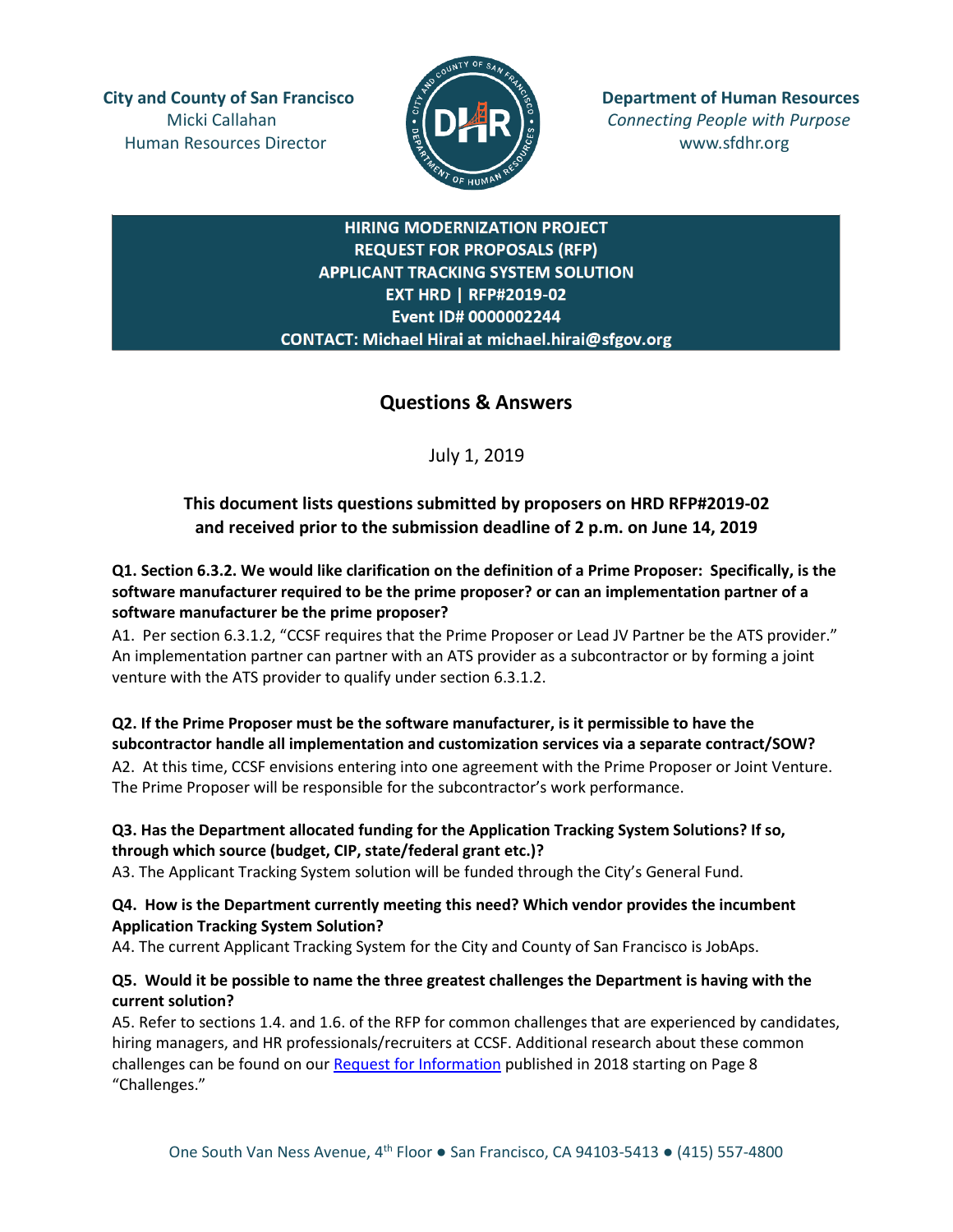**City and County of San Francisco**
Micki Callahan
Human Resources Director

**Department of Human Resources**
*Connecting People with Purpose*
www.sfdhr.org

**HIRING MODERNIZATION PROJECT**
**REQUEST FOR PROPOSALS (RFP)**
**APPLICANT TRACKING SYSTEM SOLUTION**
**EXT HRD | RFP#2019-02**
**Event ID# 0000002244**
**CONTACT: Michael Hirai at michael.hirai@sfgov.org**

## Questions & Answers

July 1, 2019

**This document lists questions submitted by proposers on HRD RFP#2019-02 and received prior to the submission deadline of 2 p.m. on June 14, 2019**

**Q1. Section 6.3.2. We would like clarification on the definition of a Prime Proposer: Specifically, is the software manufacturer required to be the prime proposer? or can an implementation partner of a software manufacturer be the prime proposer?**

A1. Per section 6.3.1.2, "CCSF requires that the Prime Proposer or Lead JV Partner be the ATS provider." An implementation partner can partner with an ATS provider as a subcontractor or by forming a joint venture with the ATS provider to qualify under section 6.3.1.2.

**Q2. If the Prime Proposer must be the software manufacturer, is it permissible to have the subcontractor handle all implementation and customization services via a separate contract/SOW?**

A2. At this time, CCSF envisions entering into one agreement with the Prime Proposer or Joint Venture. The Prime Proposer will be responsible for the subcontractor's work performance.

**Q3. Has the Department allocated funding for the Application Tracking System Solutions? If so, through which source (budget, CIP, state/federal grant etc.)?**

A3. The Applicant Tracking System solution will be funded through the City's General Fund.

**Q4. How is the Department currently meeting this need? Which vendor provides the incumbent Application Tracking System Solution?**

A4. The current Applicant Tracking System for the City and County of San Francisco is JobAps.

**Q5. Would it be possible to name the three greatest challenges the Department is having with the current solution?**

A5. Refer to sections 1.4. and 1.6. of the RFP for common challenges that are experienced by candidates, hiring managers, and HR professionals/recruiters at CCSF. Additional research about these common challenges can be found on our Request for Information published in 2018 starting on Page 8 "Challenges."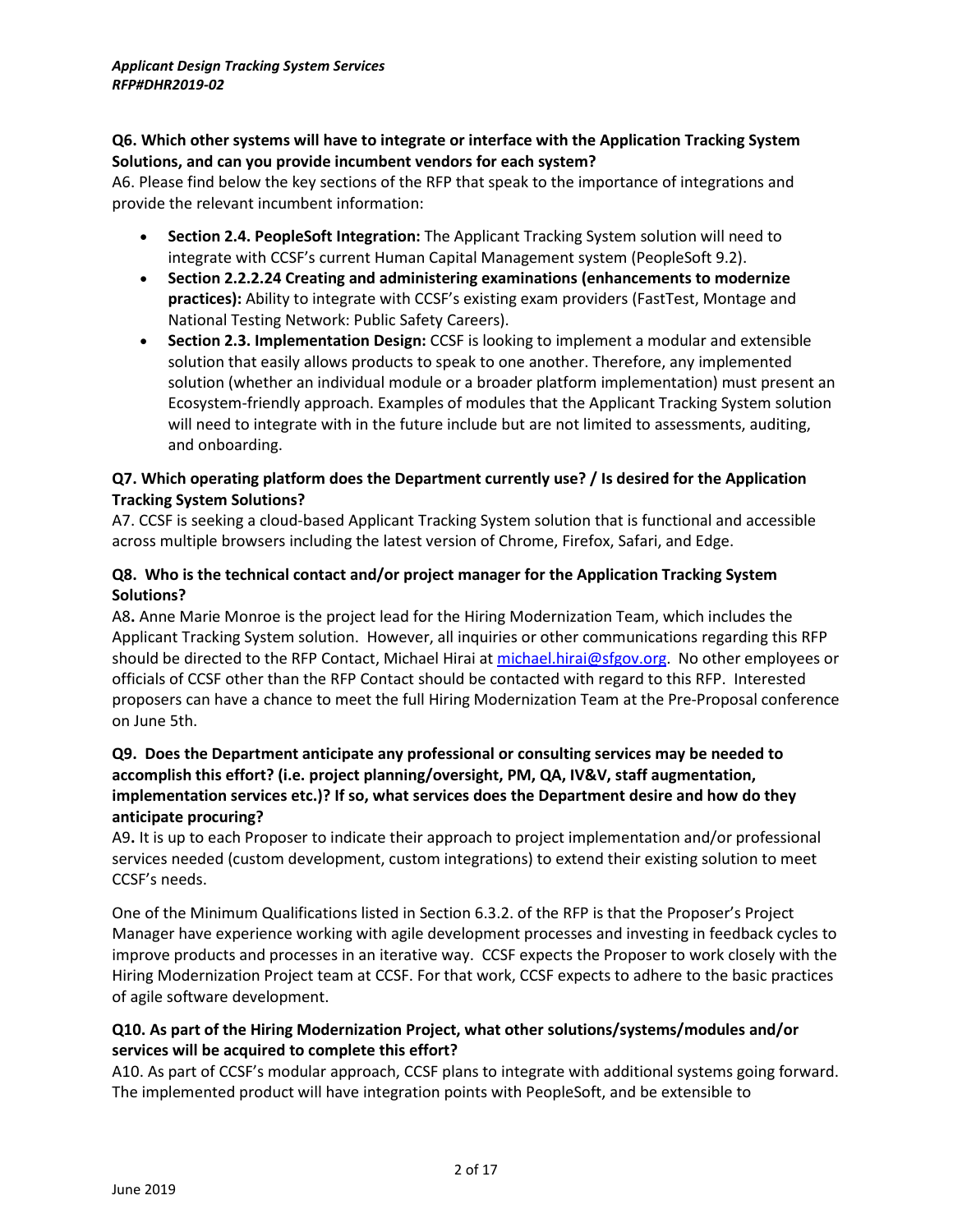**Q6. Which other systems will have to integrate or interface with the Application Tracking System Solutions, and can you provide incumbent vendors for each system?**

A6. Please find below the key sections of the RFP that speak to the importance of integrations and provide the relevant incumbent information:

- **Section 2.4. PeopleSoft Integration:** The Applicant Tracking System solution will need to integrate with CCSF's current Human Capital Management system (PeopleSoft 9.2).
- **Section 2.2.2.24 Creating and administering examinations (enhancements to modernize practices):** Ability to integrate with CCSF's existing exam providers (FastTest, Montage and National Testing Network: Public Safety Careers).
- **Section 2.3. Implementation Design:** CCSF is looking to implement a modular and extensible solution that easily allows products to speak to one another. Therefore, any implemented solution (whether an individual module or a broader platform implementation) must present an Ecosystem-friendly approach. Examples of modules that the Applicant Tracking System solution will need to integrate with in the future include but are not limited to assessments, auditing, and onboarding.

**Q7. Which operating platform does the Department currently use? / Is desired for the Application Tracking System Solutions?**

A7. CCSF is seeking a cloud-based Applicant Tracking System solution that is functional and accessible across multiple browsers including the latest version of Chrome, Firefox, Safari, and Edge.

**Q8. Who is the technical contact and/or project manager for the Application Tracking System Solutions?**

A8**.** Anne Marie Monroe is the project lead for the Hiring Modernization Team, which includes the Applicant Tracking System solution. However, all inquiries or other communications regarding this RFP should be directed to the RFP Contact, Michael Hirai at michael.hirai@sfgov.org. No other employees or officials of CCSF other than the RFP Contact should be contacted with regard to this RFP. Interested proposers can have a chance to meet the full Hiring Modernization Team at the Pre-Proposal conference on June 5th.

**Q9. Does the Department anticipate any professional or consulting services may be needed to accomplish this effort? (i.e. project planning/oversight, PM, QA, IV&V, staff augmentation, implementation services etc.)? If so, what services does the Department desire and how do they anticipate procuring?**

A9**.** It is up to each Proposer to indicate their approach to project implementation and/or professional services needed (custom development, custom integrations) to extend their existing solution to meet CCSF's needs.

One of the Minimum Qualifications listed in Section 6.3.2. of the RFP is that the Proposer's Project Manager have experience working with agile development processes and investing in feedback cycles to improve products and processes in an iterative way. CCSF expects the Proposer to work closely with the Hiring Modernization Project team at CCSF. For that work, CCSF expects to adhere to the basic practices of agile software development.

**Q10. As part of the Hiring Modernization Project, what other solutions/systems/modules and/or services will be acquired to complete this effort?**

A10. As part of CCSF's modular approach, CCSF plans to integrate with additional systems going forward. The implemented product will have integration points with PeopleSoft, and be extensible to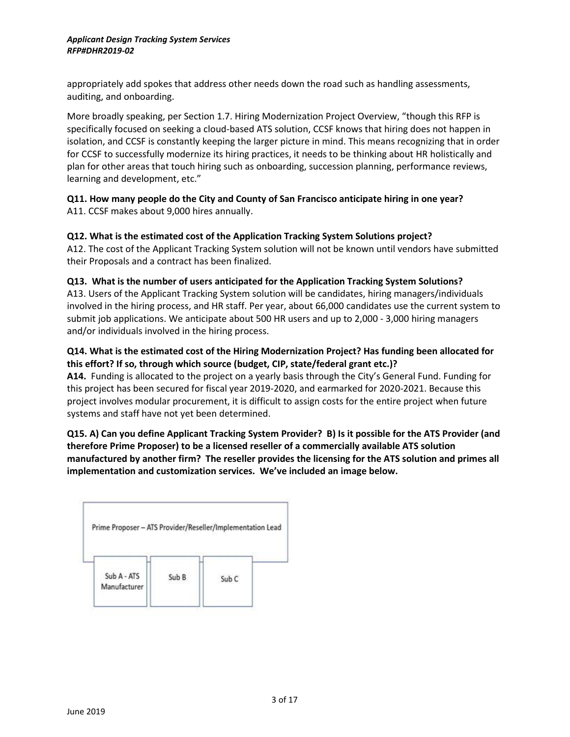appropriately add spokes that address other needs down the road such as handling assessments, auditing, and onboarding.

More broadly speaking, per Section 1.7. Hiring Modernization Project Overview, "though this RFP is specifically focused on seeking a cloud-based ATS solution, CCSF knows that hiring does not happen in isolation, and CCSF is constantly keeping the larger picture in mind. This means recognizing that in order for CCSF to successfully modernize its hiring practices, it needs to be thinking about HR holistically and plan for other areas that touch hiring such as onboarding, succession planning, performance reviews, learning and development, etc."

**Q11. How many people do the City and County of San Francisco anticipate hiring in one year?**
A11. CCSF makes about 9,000 hires annually.

**Q12. What is the estimated cost of the Application Tracking System Solutions project?**
A12. The cost of the Applicant Tracking System solution will not be known until vendors have submitted their Proposals and a contract has been finalized.

**Q13. What is the number of users anticipated for the Application Tracking System Solutions?**
A13. Users of the Applicant Tracking System solution will be candidates, hiring managers/individuals involved in the hiring process, and HR staff. Per year, about 66,000 candidates use the current system to submit job applications. We anticipate about 500 HR users and up to 2,000 - 3,000 hiring managers and/or individuals involved in the hiring process.

**Q14. What is the estimated cost of the Hiring Modernization Project? Has funding been allocated for this effort? If so, through which source (budget, CIP, state/federal grant etc.)?**
**A14.** Funding is allocated to the project on a yearly basis through the City's General Fund. Funding for this project has been secured for fiscal year 2019-2020, and earmarked for 2020-2021. Because this project involves modular procurement, it is difficult to assign costs for the entire project when future systems and staff have not yet been determined.

**Q15. A) Can you define Applicant Tracking System Provider? B) Is it possible for the ATS Provider (and therefore Prime Proposer) to be a licensed reseller of a commercially available ATS solution manufactured by another firm? The reseller provides the licensing for the ATS solution and primes all implementation and customization services. We've included an image below.**

Prime Proposer – ATS Provider/Reseller/Implementation Lead

Sub A - ATS Manufacturer | Sub B | Sub C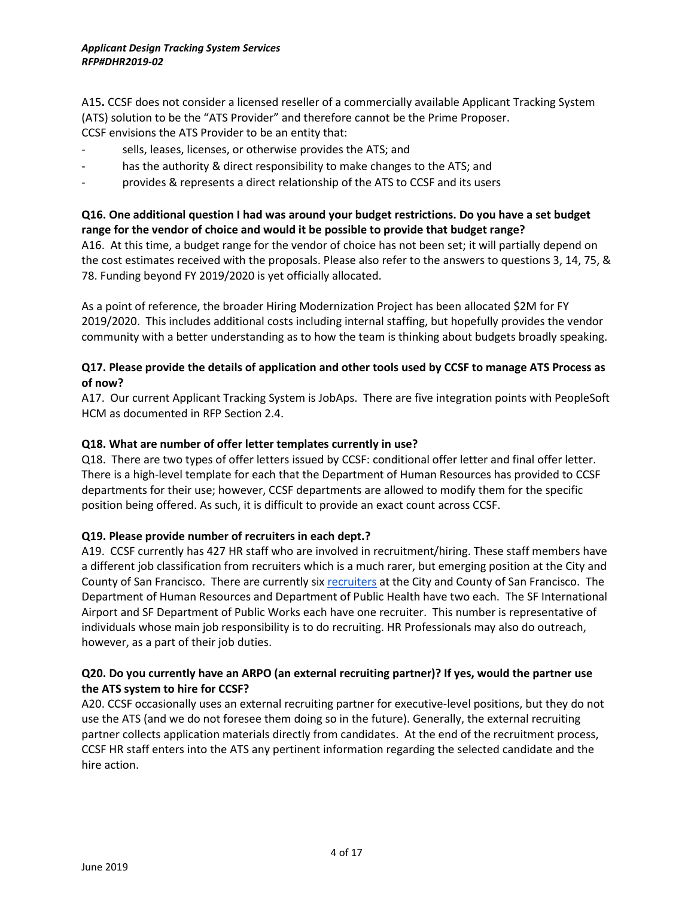A15**.** CCSF does not consider a licensed reseller of a commercially available Applicant Tracking System (ATS) solution to be the "ATS Provider" and therefore cannot be the Prime Proposer.
CCSF envisions the ATS Provider to be an entity that:

- sells, leases, licenses, or otherwise provides the ATS; and
- has the authority & direct responsibility to make changes to the ATS; and
- provides & represents a direct relationship of the ATS to CCSF and its users

**Q16. One additional question I had was around your budget restrictions. Do you have a set budget range for the vendor of choice and would it be possible to provide that budget range?**

A16. At this time, a budget range for the vendor of choice has not been set; it will partially depend on the cost estimates received with the proposals. Please also refer to the answers to questions 3, 14, 75, & 78. Funding beyond FY 2019/2020 is yet officially allocated.

As a point of reference, the broader Hiring Modernization Project has been allocated $2M for FY 2019/2020. This includes additional costs including internal staffing, but hopefully provides the vendor community with a better understanding as to how the team is thinking about budgets broadly speaking.

**Q17. Please provide the details of application and other tools used by CCSF to manage ATS Process as of now?**

A17. Our current Applicant Tracking System is JobAps. There are five integration points with PeopleSoft HCM as documented in RFP Section 2.4.

**Q18. What are number of offer letter templates currently in use?**

Q18. There are two types of offer letters issued by CCSF: conditional offer letter and final offer letter. There is a high-level template for each that the Department of Human Resources has provided to CCSF departments for their use; however, CCSF departments are allowed to modify them for the specific position being offered. As such, it is difficult to provide an exact count across CCSF.

**Q19. Please provide number of recruiters in each dept.?**

A19. CCSF currently has 427 HR staff who are involved in recruitment/hiring. These staff members have a different job classification from recruiters which is a much rarer, but emerging position at the City and County of San Francisco. There are currently six recruiters at the City and County of San Francisco. The Department of Human Resources and Department of Public Health have two each. The SF International Airport and SF Department of Public Works each have one recruiter. This number is representative of individuals whose main job responsibility is to do recruiting. HR Professionals may also do outreach, however, as a part of their job duties.

**Q20. Do you currently have an ARPO (an external recruiting partner)? If yes, would the partner use the ATS system to hire for CCSF?**

A20. CCSF occasionally uses an external recruiting partner for executive-level positions, but they do not use the ATS (and we do not foresee them doing so in the future). Generally, the external recruiting partner collects application materials directly from candidates. At the end of the recruitment process, CCSF HR staff enters into the ATS any pertinent information regarding the selected candidate and the hire action.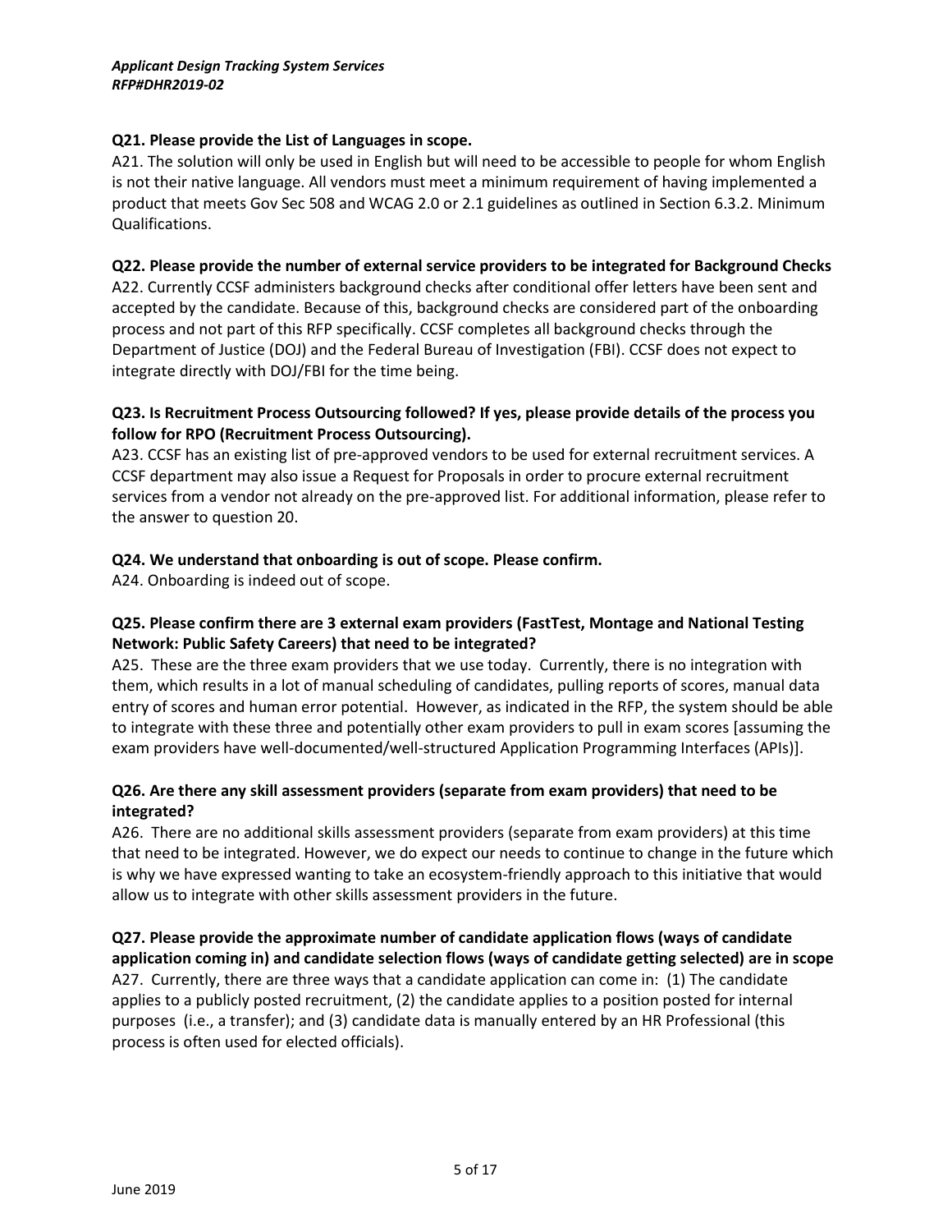**Q21. Please provide the List of Languages in scope.**

A21. The solution will only be used in English but will need to be accessible to people for whom English is not their native language. All vendors must meet a minimum requirement of having implemented a product that meets Gov Sec 508 and WCAG 2.0 or 2.1 guidelines as outlined in Section 6.3.2. Minimum Qualifications.

**Q22. Please provide the number of external service providers to be integrated for Background Checks**

A22. Currently CCSF administers background checks after conditional offer letters have been sent and accepted by the candidate. Because of this, background checks are considered part of the onboarding process and not part of this RFP specifically. CCSF completes all background checks through the Department of Justice (DOJ) and the Federal Bureau of Investigation (FBI). CCSF does not expect to integrate directly with DOJ/FBI for the time being.

**Q23. Is Recruitment Process Outsourcing followed? If yes, please provide details of the process you follow for RPO (Recruitment Process Outsourcing).**

A23. CCSF has an existing list of pre-approved vendors to be used for external recruitment services. A CCSF department may also issue a Request for Proposals in order to procure external recruitment services from a vendor not already on the pre-approved list. For additional information, please refer to the answer to question 20.

**Q24. We understand that onboarding is out of scope. Please confirm.**

A24. Onboarding is indeed out of scope.

**Q25. Please confirm there are 3 external exam providers (FastTest, Montage and National Testing Network: Public Safety Careers) that need to be integrated?**

A25. These are the three exam providers that we use today. Currently, there is no integration with them, which results in a lot of manual scheduling of candidates, pulling reports of scores, manual data entry of scores and human error potential. However, as indicated in the RFP, the system should be able to integrate with these three and potentially other exam providers to pull in exam scores [assuming the exam providers have well-documented/well-structured Application Programming Interfaces (APIs)].

**Q26. Are there any skill assessment providers (separate from exam providers) that need to be integrated?**

A26. There are no additional skills assessment providers (separate from exam providers) at this time that need to be integrated. However, we do expect our needs to continue to change in the future which is why we have expressed wanting to take an ecosystem-friendly approach to this initiative that would allow us to integrate with other skills assessment providers in the future.

**Q27. Please provide the approximate number of candidate application flows (ways of candidate application coming in) and candidate selection flows (ways of candidate getting selected) are in scope**

A27. Currently, there are three ways that a candidate application can come in: (1) The candidate applies to a publicly posted recruitment, (2) the candidate applies to a position posted for internal purposes (i.e., a transfer); and (3) candidate data is manually entered by an HR Professional (this process is often used for elected officials).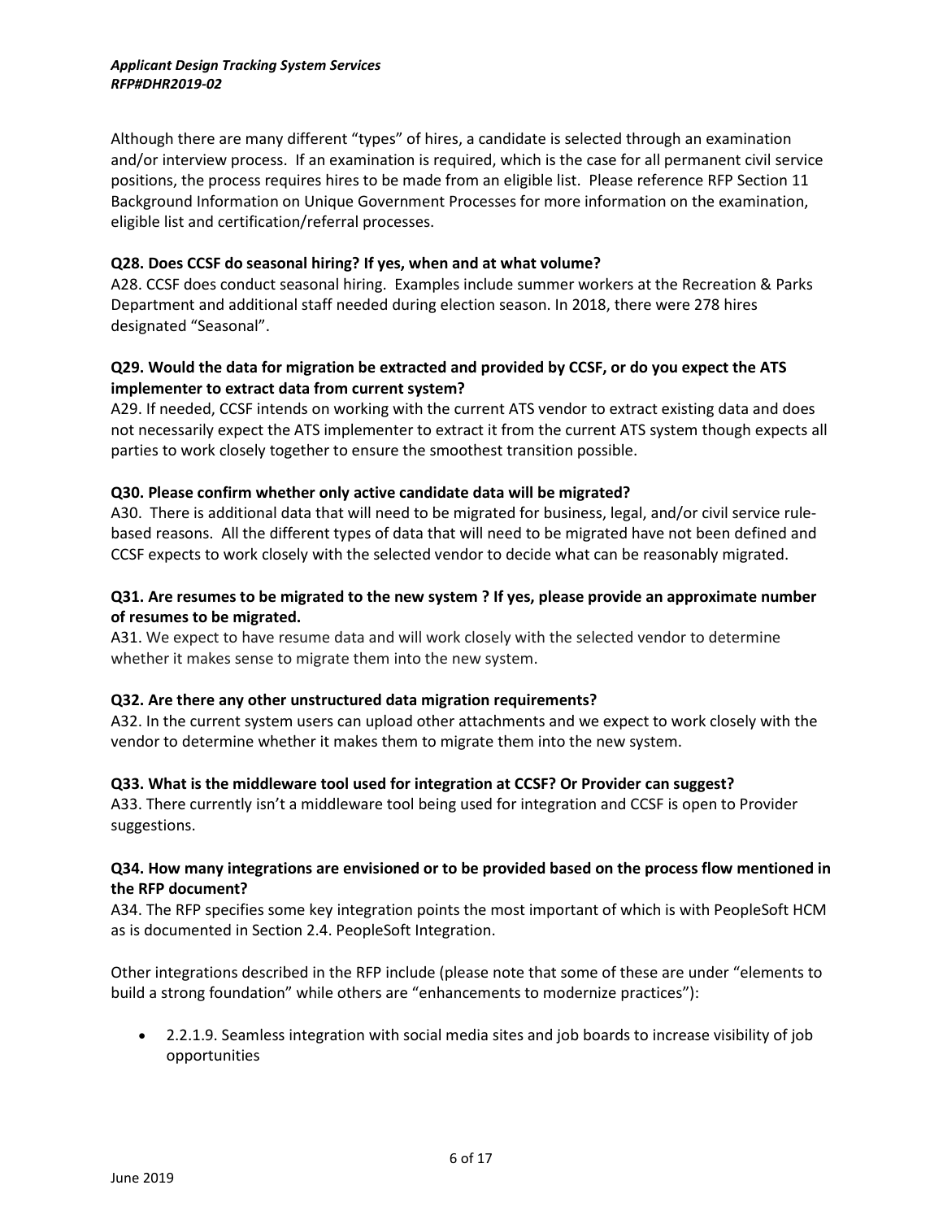Although there are many different "types" of hires, a candidate is selected through an examination and/or interview process. If an examination is required, which is the case for all permanent civil service positions, the process requires hires to be made from an eligible list. Please reference RFP Section 11 Background Information on Unique Government Processes for more information on the examination, eligible list and certification/referral processes.

**Q28. Does CCSF do seasonal hiring? If yes, when and at what volume?**

A28. CCSF does conduct seasonal hiring. Examples include summer workers at the Recreation & Parks Department and additional staff needed during election season. In 2018, there were 278 hires designated "Seasonal".

**Q29. Would the data for migration be extracted and provided by CCSF, or do you expect the ATS implementer to extract data from current system?**

A29. If needed, CCSF intends on working with the current ATS vendor to extract existing data and does not necessarily expect the ATS implementer to extract it from the current ATS system though expects all parties to work closely together to ensure the smoothest transition possible.

**Q30. Please confirm whether only active candidate data will be migrated?**

A30. There is additional data that will need to be migrated for business, legal, and/or civil service rule-based reasons. All the different types of data that will need to be migrated have not been defined and CCSF expects to work closely with the selected vendor to decide what can be reasonably migrated.

**Q31. Are resumes to be migrated to the new system ? If yes, please provide an approximate number of resumes to be migrated.**

A31. We expect to have resume data and will work closely with the selected vendor to determine whether it makes sense to migrate them into the new system.

**Q32. Are there any other unstructured data migration requirements?**

A32. In the current system users can upload other attachments and we expect to work closely with the vendor to determine whether it makes them to migrate them into the new system.

**Q33. What is the middleware tool used for integration at CCSF? Or Provider can suggest?**

A33. There currently isn't a middleware tool being used for integration and CCSF is open to Provider suggestions.

**Q34. How many integrations are envisioned or to be provided based on the process flow mentioned in the RFP document?**

A34. The RFP specifies some key integration points the most important of which is with PeopleSoft HCM as is documented in Section 2.4. PeopleSoft Integration.

Other integrations described in the RFP include (please note that some of these are under "elements to build a strong foundation" while others are "enhancements to modernize practices"):

- 2.2.1.9. Seamless integration with social media sites and job boards to increase visibility of job opportunities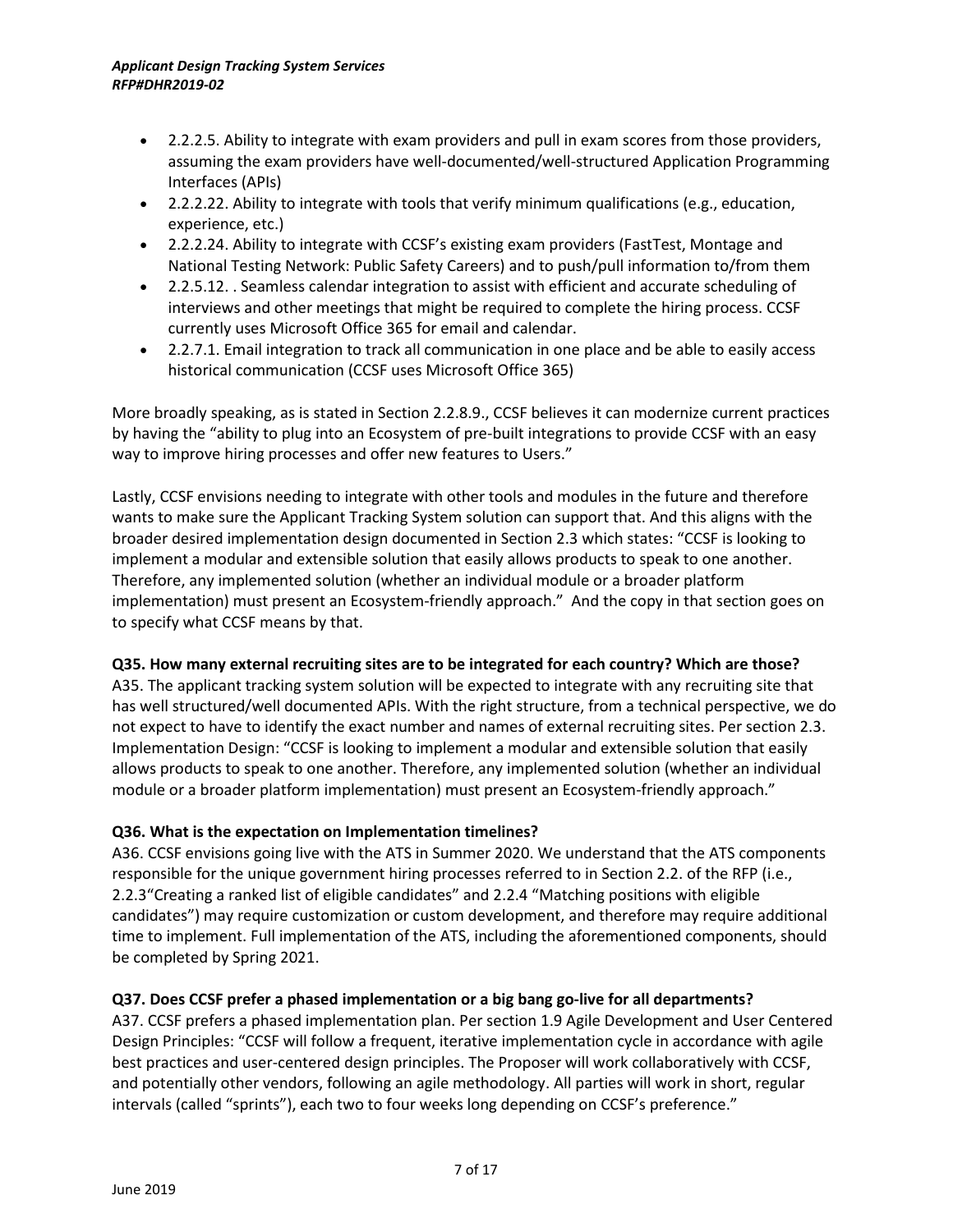- 2.2.2.5. Ability to integrate with exam providers and pull in exam scores from those providers, assuming the exam providers have well-documented/well-structured Application Programming Interfaces (APIs)
- 2.2.2.22. Ability to integrate with tools that verify minimum qualifications (e.g., education, experience, etc.)
- 2.2.2.24. Ability to integrate with CCSF's existing exam providers (FastTest, Montage and National Testing Network: Public Safety Careers) and to push/pull information to/from them
- 2.2.5.12. . Seamless calendar integration to assist with efficient and accurate scheduling of interviews and other meetings that might be required to complete the hiring process. CCSF currently uses Microsoft Office 365 for email and calendar.
- 2.2.7.1. Email integration to track all communication in one place and be able to easily access historical communication (CCSF uses Microsoft Office 365)

More broadly speaking, as is stated in Section 2.2.8.9., CCSF believes it can modernize current practices by having the "ability to plug into an Ecosystem of pre-built integrations to provide CCSF with an easy way to improve hiring processes and offer new features to Users."

Lastly, CCSF envisions needing to integrate with other tools and modules in the future and therefore wants to make sure the Applicant Tracking System solution can support that. And this aligns with the broader desired implementation design documented in Section 2.3 which states: "CCSF is looking to implement a modular and extensible solution that easily allows products to speak to one another. Therefore, any implemented solution (whether an individual module or a broader platform implementation) must present an Ecosystem-friendly approach." And the copy in that section goes on to specify what CCSF means by that.

**Q35. How many external recruiting sites are to be integrated for each country? Which are those?**

A35. The applicant tracking system solution will be expected to integrate with any recruiting site that has well structured/well documented APIs. With the right structure, from a technical perspective, we do not expect to have to identify the exact number and names of external recruiting sites. Per section 2.3. Implementation Design: "CCSF is looking to implement a modular and extensible solution that easily allows products to speak to one another. Therefore, any implemented solution (whether an individual module or a broader platform implementation) must present an Ecosystem-friendly approach."

**Q36. What is the expectation on Implementation timelines?**

A36. CCSF envisions going live with the ATS in Summer 2020. We understand that the ATS components responsible for the unique government hiring processes referred to in Section 2.2. of the RFP (i.e., 2.2.3"Creating a ranked list of eligible candidates" and 2.2.4 "Matching positions with eligible candidates") may require customization or custom development, and therefore may require additional time to implement. Full implementation of the ATS, including the aforementioned components, should be completed by Spring 2021.

**Q37. Does CCSF prefer a phased implementation or a big bang go-live for all departments?**

A37. CCSF prefers a phased implementation plan. Per section 1.9 Agile Development and User Centered Design Principles: "CCSF will follow a frequent, iterative implementation cycle in accordance with agile best practices and user-centered design principles. The Proposer will work collaboratively with CCSF, and potentially other vendors, following an agile methodology. All parties will work in short, regular intervals (called "sprints"), each two to four weeks long depending on CCSF's preference."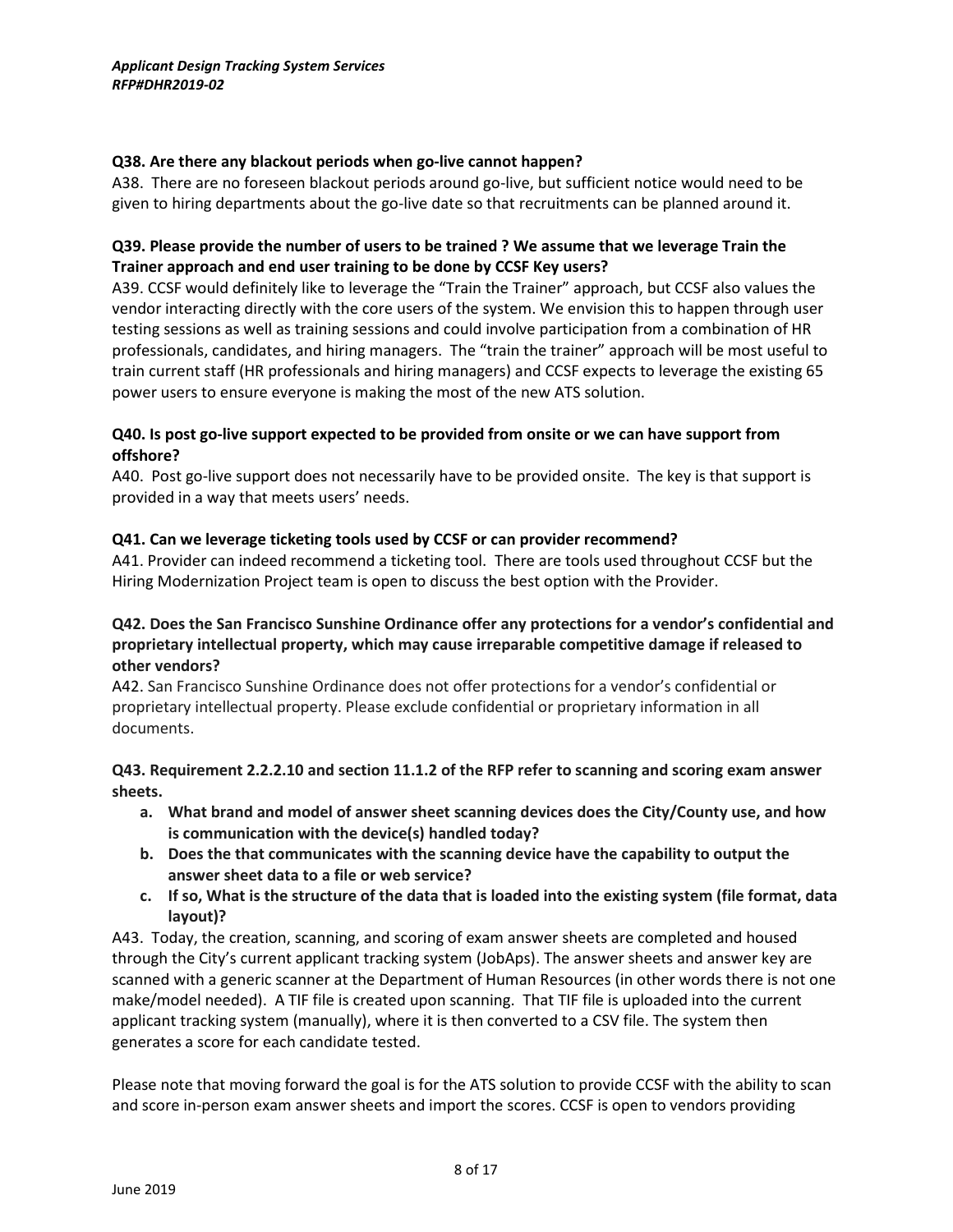**Q38. Are there any blackout periods when go-live cannot happen?**

A38. There are no foreseen blackout periods around go-live, but sufficient notice would need to be given to hiring departments about the go-live date so that recruitments can be planned around it.

**Q39. Please provide the number of users to be trained ? We assume that we leverage Train the Trainer approach and end user training to be done by CCSF Key users?**

A39. CCSF would definitely like to leverage the "Train the Trainer" approach, but CCSF also values the vendor interacting directly with the core users of the system. We envision this to happen through user testing sessions as well as training sessions and could involve participation from a combination of HR professionals, candidates, and hiring managers. The "train the trainer" approach will be most useful to train current staff (HR professionals and hiring managers) and CCSF expects to leverage the existing 65 power users to ensure everyone is making the most of the new ATS solution.

**Q40. Is post go-live support expected to be provided from onsite or we can have support from offshore?**

A40. Post go-live support does not necessarily have to be provided onsite. The key is that support is provided in a way that meets users' needs.

**Q41. Can we leverage ticketing tools used by CCSF or can provider recommend?**

A41. Provider can indeed recommend a ticketing tool. There are tools used throughout CCSF but the Hiring Modernization Project team is open to discuss the best option with the Provider.

**Q42. Does the San Francisco Sunshine Ordinance offer any protections for a vendor's confidential and proprietary intellectual property, which may cause irreparable competitive damage if released to other vendors?**

A42. San Francisco Sunshine Ordinance does not offer protections for a vendor's confidential or proprietary intellectual property. Please exclude confidential or proprietary information in all documents.

**Q43. Requirement 2.2.2.10 and section 11.1.2 of the RFP refer to scanning and scoring exam answer sheets.**

a. **What brand and model of answer sheet scanning devices does the City/County use, and how is communication with the device(s) handled today?**
b. **Does the that communicates with the scanning device have the capability to output the answer sheet data to a file or web service?**
c. **If so, What is the structure of the data that is loaded into the existing system (file format, data layout)?**

A43. Today, the creation, scanning, and scoring of exam answer sheets are completed and housed through the City's current applicant tracking system (JobAps). The answer sheets and answer key are scanned with a generic scanner at the Department of Human Resources (in other words there is not one make/model needed). A TIF file is created upon scanning. That TIF file is uploaded into the current applicant tracking system (manually), where it is then converted to a CSV file. The system then generates a score for each candidate tested.

Please note that moving forward the goal is for the ATS solution to provide CCSF with the ability to scan and score in-person exam answer sheets and import the scores. CCSF is open to vendors providing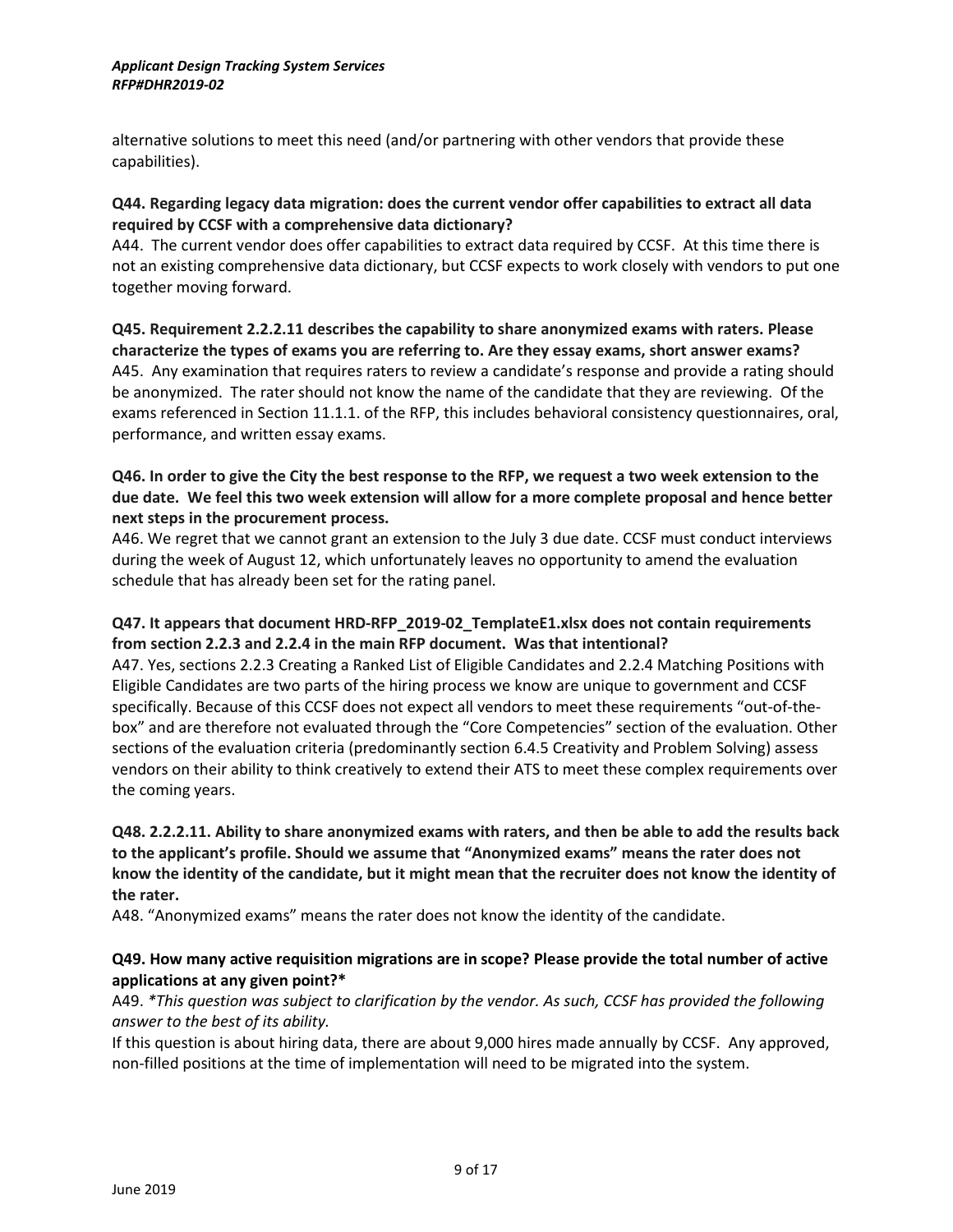alternative solutions to meet this need (and/or partnering with other vendors that provide these capabilities).

**Q44. Regarding legacy data migration: does the current vendor offer capabilities to extract all data required by CCSF with a comprehensive data dictionary?**

A44. The current vendor does offer capabilities to extract data required by CCSF. At this time there is not an existing comprehensive data dictionary, but CCSF expects to work closely with vendors to put one together moving forward.

**Q45. Requirement 2.2.2.11 describes the capability to share anonymized exams with raters. Please characterize the types of exams you are referring to. Are they essay exams, short answer exams?**

A45. Any examination that requires raters to review a candidate's response and provide a rating should be anonymized. The rater should not know the name of the candidate that they are reviewing. Of the exams referenced in Section 11.1.1. of the RFP, this includes behavioral consistency questionnaires, oral, performance, and written essay exams.

**Q46. In order to give the City the best response to the RFP, we request a two week extension to the due date. We feel this two week extension will allow for a more complete proposal and hence better next steps in the procurement process.**

A46. We regret that we cannot grant an extension to the July 3 due date. CCSF must conduct interviews during the week of August 12, which unfortunately leaves no opportunity to amend the evaluation schedule that has already been set for the rating panel.

**Q47. It appears that document HRD-RFP_2019-02_TemplateE1.xlsx does not contain requirements from section 2.2.3 and 2.2.4 in the main RFP document. Was that intentional?**

A47. Yes, sections 2.2.3 Creating a Ranked List of Eligible Candidates and 2.2.4 Matching Positions with Eligible Candidates are two parts of the hiring process we know are unique to government and CCSF specifically. Because of this CCSF does not expect all vendors to meet these requirements "out-of-the-box" and are therefore not evaluated through the "Core Competencies" section of the evaluation. Other sections of the evaluation criteria (predominantly section 6.4.5 Creativity and Problem Solving) assess vendors on their ability to think creatively to extend their ATS to meet these complex requirements over the coming years.

**Q48. 2.2.2.11. Ability to share anonymized exams with raters, and then be able to add the results back to the applicant's profile. Should we assume that "Anonymized exams" means the rater does not know the identity of the candidate, but it might mean that the recruiter does not know the identity of the rater.**

A48. "Anonymized exams" means the rater does not know the identity of the candidate.

**Q49. How many active requisition migrations are in scope? Please provide the total number of active applications at any given point?***

A49. *\*This question was subject to clarification by the vendor. As such, CCSF has provided the following answer to the best of its ability.*

If this question is about hiring data, there are about 9,000 hires made annually by CCSF. Any approved, non-filled positions at the time of implementation will need to be migrated into the system.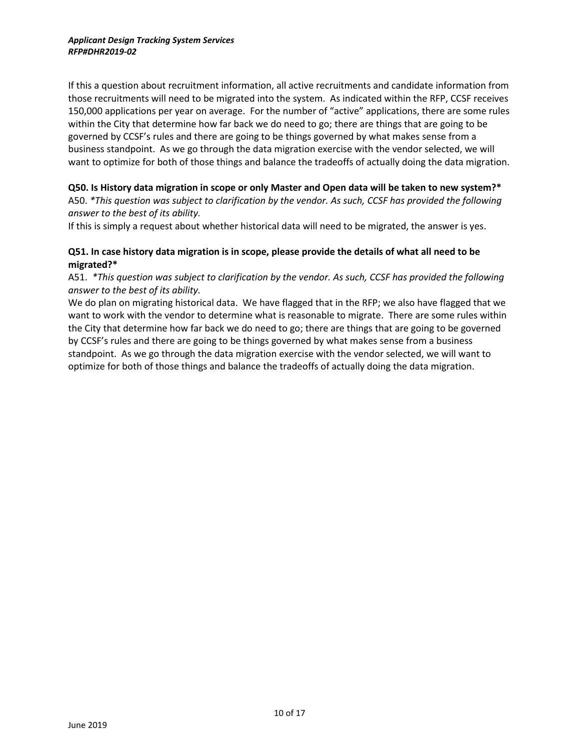If this a question about recruitment information, all active recruitments and candidate information from those recruitments will need to be migrated into the system. As indicated within the RFP, CCSF receives 150,000 applications per year on average. For the number of "active" applications, there are some rules within the City that determine how far back we do need to go; there are things that are going to be governed by CCSF's rules and there are going to be things governed by what makes sense from a business standpoint. As we go through the data migration exercise with the vendor selected, we will want to optimize for both of those things and balance the tradeoffs of actually doing the data migration.

**Q50. Is History data migration in scope or only Master and Open data will be taken to new system?***

A50. *\*This question was subject to clarification by the vendor. As such, CCSF has provided the following answer to the best of its ability.*

If this is simply a request about whether historical data will need to be migrated, the answer is yes.

**Q51. In case history data migration is in scope, please provide the details of what all need to be migrated?***

A51. *\*This question was subject to clarification by the vendor. As such, CCSF has provided the following answer to the best of its ability.*

We do plan on migrating historical data. We have flagged that in the RFP; we also have flagged that we want to work with the vendor to determine what is reasonable to migrate. There are some rules within the City that determine how far back we do need to go; there are things that are going to be governed by CCSF's rules and there are going to be things governed by what makes sense from a business standpoint. As we go through the data migration exercise with the vendor selected, we will want to optimize for both of those things and balance the tradeoffs of actually doing the data migration.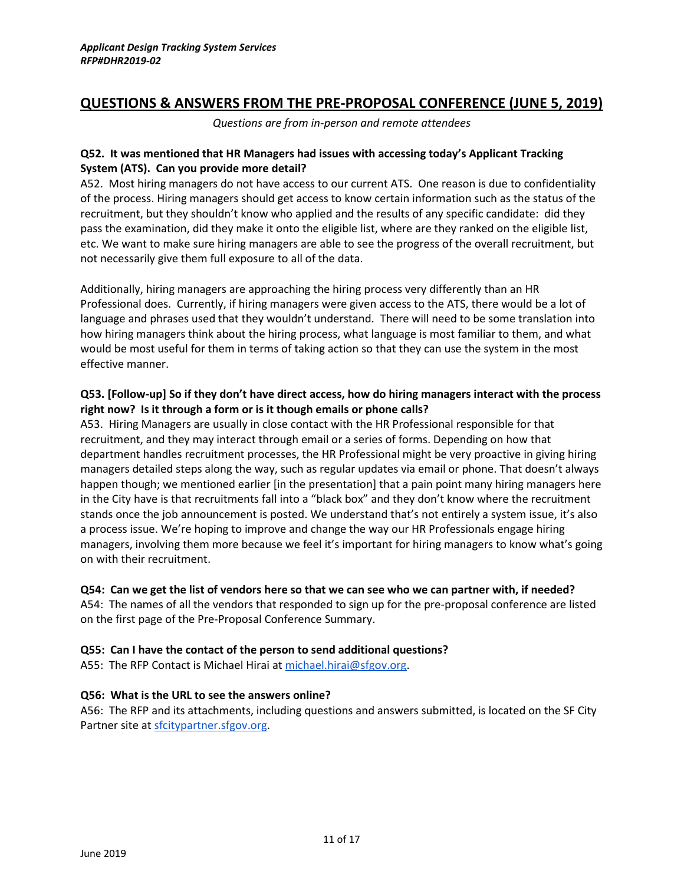## QUESTIONS & ANSWERS FROM THE PRE-PROPOSAL CONFERENCE (JUNE 5, 2019)

*Questions are from in-person and remote attendees*

**Q52. It was mentioned that HR Managers had issues with accessing today's Applicant Tracking System (ATS). Can you provide more detail?**

A52. Most hiring managers do not have access to our current ATS. One reason is due to confidentiality of the process. Hiring managers should get access to know certain information such as the status of the recruitment, but they shouldn't know who applied and the results of any specific candidate: did they pass the examination, did they make it onto the eligible list, where are they ranked on the eligible list, etc. We want to make sure hiring managers are able to see the progress of the overall recruitment, but not necessarily give them full exposure to all of the data.

Additionally, hiring managers are approaching the hiring process very differently than an HR Professional does. Currently, if hiring managers were given access to the ATS, there would be a lot of language and phrases used that they wouldn't understand. There will need to be some translation into how hiring managers think about the hiring process, what language is most familiar to them, and what would be most useful for them in terms of taking action so that they can use the system in the most effective manner.

**Q53. [Follow-up] So if they don't have direct access, how do hiring managers interact with the process right now? Is it through a form or is it though emails or phone calls?**

A53. Hiring Managers are usually in close contact with the HR Professional responsible for that recruitment, and they may interact through email or a series of forms. Depending on how that department handles recruitment processes, the HR Professional might be very proactive in giving hiring managers detailed steps along the way, such as regular updates via email or phone. That doesn't always happen though; we mentioned earlier [in the presentation] that a pain point many hiring managers here in the City have is that recruitments fall into a "black box" and they don't know where the recruitment stands once the job announcement is posted. We understand that's not entirely a system issue, it's also a process issue. We're hoping to improve and change the way our HR Professionals engage hiring managers, involving them more because we feel it's important for hiring managers to know what's going on with their recruitment.

**Q54: Can we get the list of vendors here so that we can see who we can partner with, if needed?**

A54: The names of all the vendors that responded to sign up for the pre-proposal conference are listed on the first page of the Pre-Proposal Conference Summary.

**Q55: Can I have the contact of the person to send additional questions?**

A55: The RFP Contact is Michael Hirai at michael.hirai@sfgov.org.

**Q56: What is the URL to see the answers online?**

A56: The RFP and its attachments, including questions and answers submitted, is located on the SF City Partner site at sfcitypartner.sfgov.org.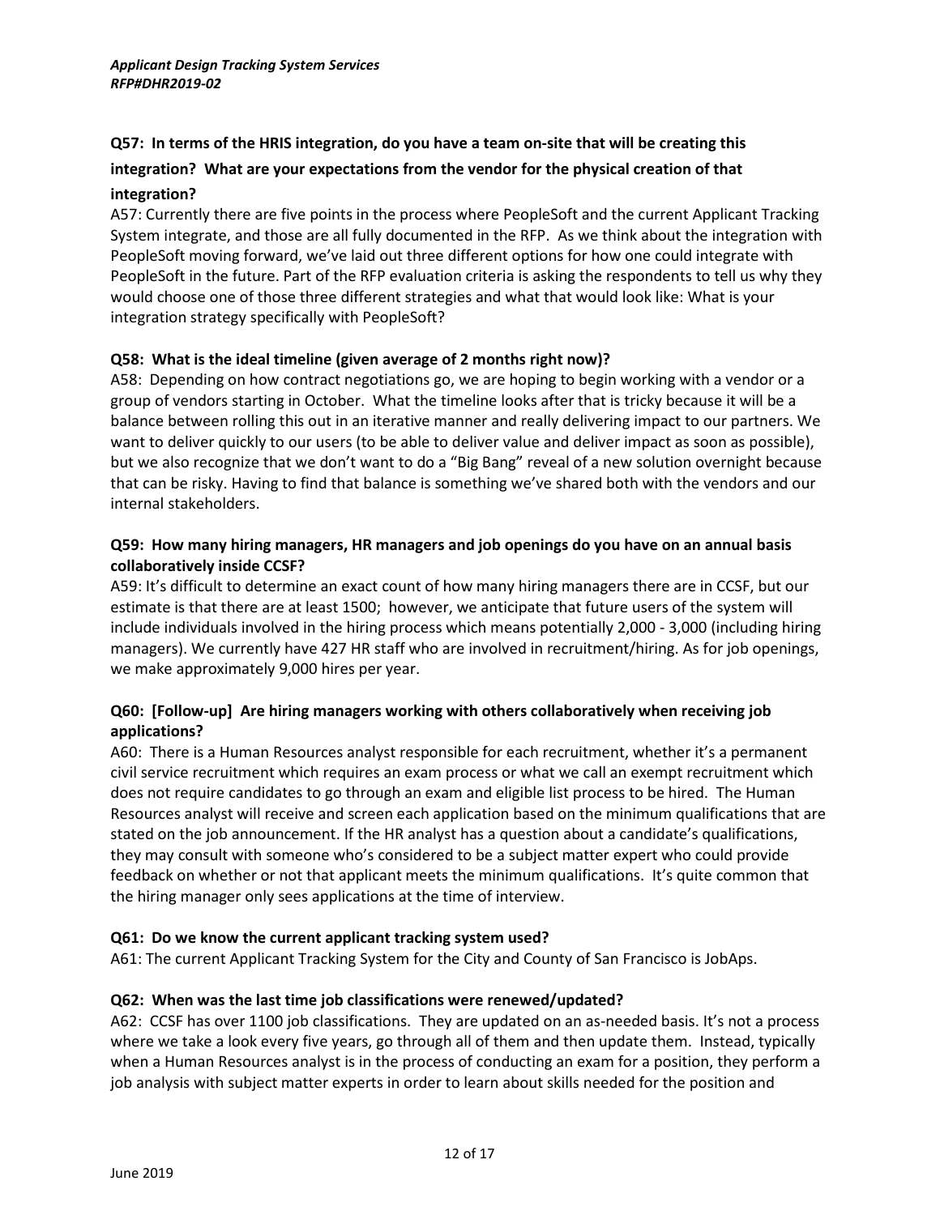**Q57: In terms of the HRIS integration, do you have a team on-site that will be creating this integration? What are your expectations from the vendor for the physical creation of that integration?**

A57: Currently there are five points in the process where PeopleSoft and the current Applicant Tracking System integrate, and those are all fully documented in the RFP. As we think about the integration with PeopleSoft moving forward, we've laid out three different options for how one could integrate with PeopleSoft in the future. Part of the RFP evaluation criteria is asking the respondents to tell us why they would choose one of those three different strategies and what that would look like: What is your integration strategy specifically with PeopleSoft?

**Q58: What is the ideal timeline (given average of 2 months right now)?**

A58: Depending on how contract negotiations go, we are hoping to begin working with a vendor or a group of vendors starting in October. What the timeline looks after that is tricky because it will be a balance between rolling this out in an iterative manner and really delivering impact to our partners. We want to deliver quickly to our users (to be able to deliver value and deliver impact as soon as possible), but we also recognize that we don't want to do a "Big Bang" reveal of a new solution overnight because that can be risky. Having to find that balance is something we've shared both with the vendors and our internal stakeholders.

**Q59: How many hiring managers, HR managers and job openings do you have on an annual basis collaboratively inside CCSF?**

A59: It's difficult to determine an exact count of how many hiring managers there are in CCSF, but our estimate is that there are at least 1500; however, we anticipate that future users of the system will include individuals involved in the hiring process which means potentially 2,000 - 3,000 (including hiring managers). We currently have 427 HR staff who are involved in recruitment/hiring. As for job openings, we make approximately 9,000 hires per year.

**Q60: [Follow-up] Are hiring managers working with others collaboratively when receiving job applications?**

A60: There is a Human Resources analyst responsible for each recruitment, whether it's a permanent civil service recruitment which requires an exam process or what we call an exempt recruitment which does not require candidates to go through an exam and eligible list process to be hired. The Human Resources analyst will receive and screen each application based on the minimum qualifications that are stated on the job announcement. If the HR analyst has a question about a candidate's qualifications, they may consult with someone who's considered to be a subject matter expert who could provide feedback on whether or not that applicant meets the minimum qualifications. It's quite common that the hiring manager only sees applications at the time of interview.

**Q61: Do we know the current applicant tracking system used?**

A61: The current Applicant Tracking System for the City and County of San Francisco is JobAps.

**Q62: When was the last time job classifications were renewed/updated?**

A62: CCSF has over 1100 job classifications. They are updated on an as-needed basis. It's not a process where we take a look every five years, go through all of them and then update them. Instead, typically when a Human Resources analyst is in the process of conducting an exam for a position, they perform a job analysis with subject matter experts in order to learn about skills needed for the position and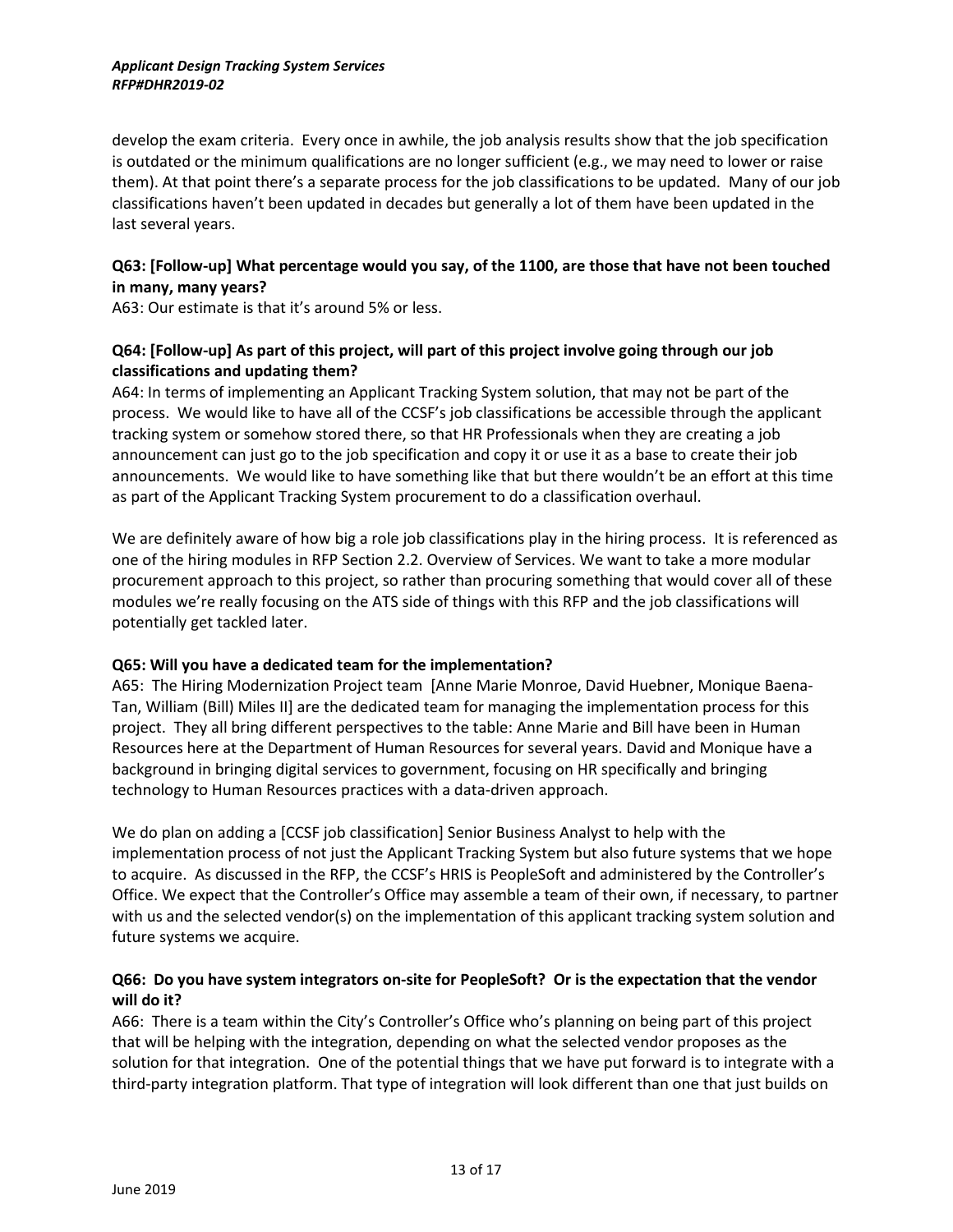develop the exam criteria. Every once in awhile, the job analysis results show that the job specification is outdated or the minimum qualifications are no longer sufficient (e.g., we may need to lower or raise them). At that point there's a separate process for the job classifications to be updated. Many of our job classifications haven't been updated in decades but generally a lot of them have been updated in the last several years.

**Q63: [Follow-up] What percentage would you say, of the 1100, are those that have not been touched in many, many years?**

A63: Our estimate is that it's around 5% or less.

**Q64: [Follow-up] As part of this project, will part of this project involve going through our job classifications and updating them?**

A64: In terms of implementing an Applicant Tracking System solution, that may not be part of the process. We would like to have all of the CCSF's job classifications be accessible through the applicant tracking system or somehow stored there, so that HR Professionals when they are creating a job announcement can just go to the job specification and copy it or use it as a base to create their job announcements. We would like to have something like that but there wouldn't be an effort at this time as part of the Applicant Tracking System procurement to do a classification overhaul.

We are definitely aware of how big a role job classifications play in the hiring process. It is referenced as one of the hiring modules in RFP Section 2.2. Overview of Services. We want to take a more modular procurement approach to this project, so rather than procuring something that would cover all of these modules we're really focusing on the ATS side of things with this RFP and the job classifications will potentially get tackled later.

**Q65: Will you have a dedicated team for the implementation?**

A65: The Hiring Modernization Project team [Anne Marie Monroe, David Huebner, Monique Baena-Tan, William (Bill) Miles II] are the dedicated team for managing the implementation process for this project. They all bring different perspectives to the table: Anne Marie and Bill have been in Human Resources here at the Department of Human Resources for several years. David and Monique have a background in bringing digital services to government, focusing on HR specifically and bringing technology to Human Resources practices with a data-driven approach.

We do plan on adding a [CCSF job classification] Senior Business Analyst to help with the implementation process of not just the Applicant Tracking System but also future systems that we hope to acquire. As discussed in the RFP, the CCSF's HRIS is PeopleSoft and administered by the Controller's Office. We expect that the Controller's Office may assemble a team of their own, if necessary, to partner with us and the selected vendor(s) on the implementation of this applicant tracking system solution and future systems we acquire.

**Q66: Do you have system integrators on-site for PeopleSoft? Or is the expectation that the vendor will do it?**

A66: There is a team within the City's Controller's Office who's planning on being part of this project that will be helping with the integration, depending on what the selected vendor proposes as the solution for that integration. One of the potential things that we have put forward is to integrate with a third-party integration platform. That type of integration will look different than one that just builds on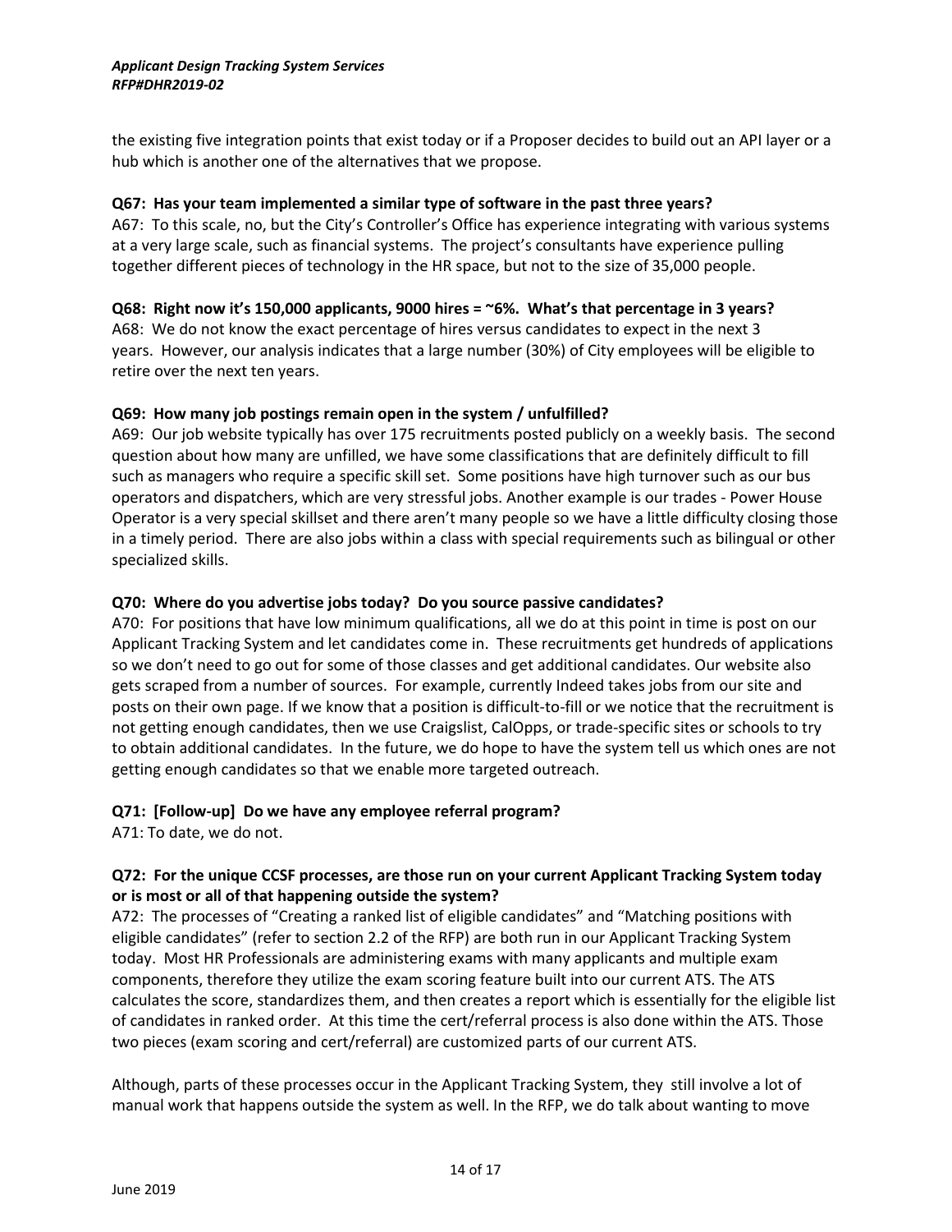the existing five integration points that exist today or if a Proposer decides to build out an API layer or a hub which is another one of the alternatives that we propose.

**Q67: Has your team implemented a similar type of software in the past three years?**
A67: To this scale, no, but the City's Controller's Office has experience integrating with various systems at a very large scale, such as financial systems. The project's consultants have experience pulling together different pieces of technology in the HR space, but not to the size of 35,000 people.

**Q68: Right now it's 150,000 applicants, 9000 hires = ~6%. What's that percentage in 3 years?**
A68: We do not know the exact percentage of hires versus candidates to expect in the next 3 years. However, our analysis indicates that a large number (30%) of City employees will be eligible to retire over the next ten years.

**Q69: How many job postings remain open in the system / unfulfilled?**
A69: Our job website typically has over 175 recruitments posted publicly on a weekly basis. The second question about how many are unfilled, we have some classifications that are definitely difficult to fill such as managers who require a specific skill set. Some positions have high turnover such as our bus operators and dispatchers, which are very stressful jobs. Another example is our trades - Power House Operator is a very special skillset and there aren't many people so we have a little difficulty closing those in a timely period. There are also jobs within a class with special requirements such as bilingual or other specialized skills.

**Q70: Where do you advertise jobs today? Do you source passive candidates?**
A70: For positions that have low minimum qualifications, all we do at this point in time is post on our Applicant Tracking System and let candidates come in. These recruitments get hundreds of applications so we don't need to go out for some of those classes and get additional candidates. Our website also gets scraped from a number of sources. For example, currently Indeed takes jobs from our site and posts on their own page. If we know that a position is difficult-to-fill or we notice that the recruitment is not getting enough candidates, then we use Craigslist, CalOpps, or trade-specific sites or schools to try to obtain additional candidates. In the future, we do hope to have the system tell us which ones are not getting enough candidates so that we enable more targeted outreach.

**Q71: [Follow-up] Do we have any employee referral program?**
A71: To date, we do not.

**Q72: For the unique CCSF processes, are those run on your current Applicant Tracking System today or is most or all of that happening outside the system?**
A72: The processes of "Creating a ranked list of eligible candidates" and "Matching positions with eligible candidates" (refer to section 2.2 of the RFP) are both run in our Applicant Tracking System today. Most HR Professionals are administering exams with many applicants and multiple exam components, therefore they utilize the exam scoring feature built into our current ATS. The ATS calculates the score, standardizes them, and then creates a report which is essentially for the eligible list of candidates in ranked order. At this time the cert/referral process is also done within the ATS. Those two pieces (exam scoring and cert/referral) are customized parts of our current ATS.

Although, parts of these processes occur in the Applicant Tracking System, they still involve a lot of manual work that happens outside the system as well. In the RFP, we do talk about wanting to move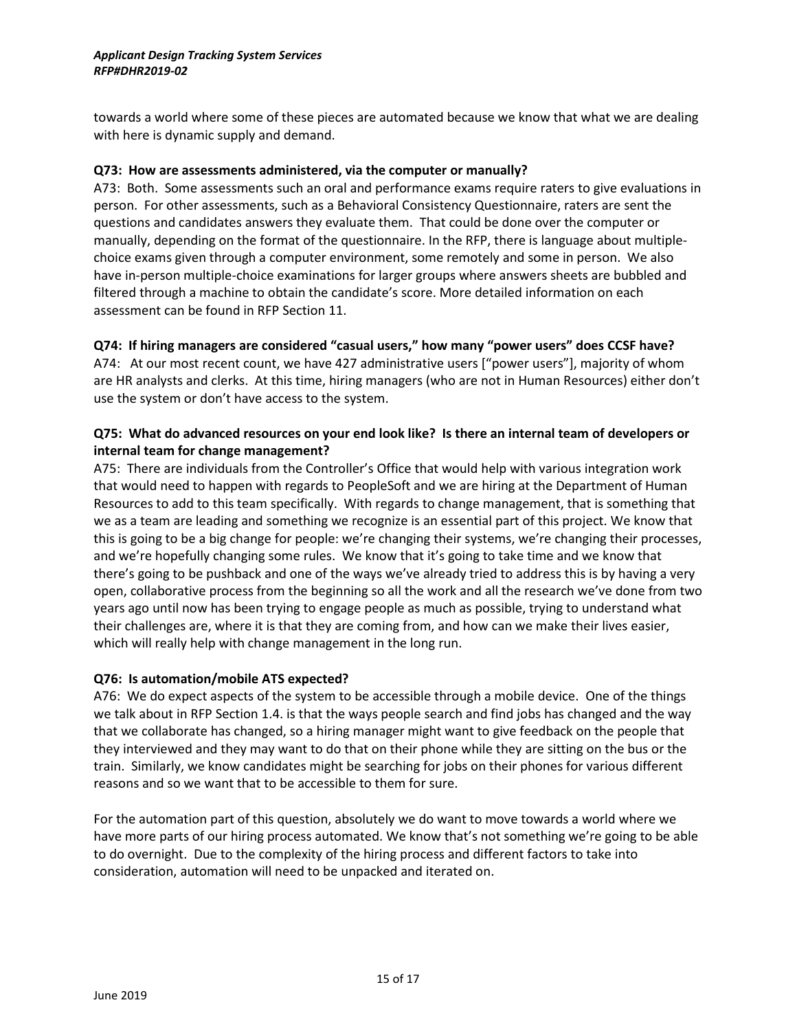towards a world where some of these pieces are automated because we know that what we are dealing with here is dynamic supply and demand.

**Q73: How are assessments administered, via the computer or manually?**

A73: Both. Some assessments such an oral and performance exams require raters to give evaluations in person. For other assessments, such as a Behavioral Consistency Questionnaire, raters are sent the questions and candidates answers they evaluate them. That could be done over the computer or manually, depending on the format of the questionnaire. In the RFP, there is language about multiple-choice exams given through a computer environment, some remotely and some in person. We also have in-person multiple-choice examinations for larger groups where answers sheets are bubbled and filtered through a machine to obtain the candidate's score. More detailed information on each assessment can be found in RFP Section 11.

**Q74: If hiring managers are considered "casual users," how many "power users" does CCSF have?**

A74: At our most recent count, we have 427 administrative users ["power users"], majority of whom are HR analysts and clerks. At this time, hiring managers (who are not in Human Resources) either don't use the system or don't have access to the system.

**Q75: What do advanced resources on your end look like? Is there an internal team of developers or internal team for change management?**

A75: There are individuals from the Controller's Office that would help with various integration work that would need to happen with regards to PeopleSoft and we are hiring at the Department of Human Resources to add to this team specifically. With regards to change management, that is something that we as a team are leading and something we recognize is an essential part of this project. We know that this is going to be a big change for people: we're changing their systems, we're changing their processes, and we're hopefully changing some rules. We know that it's going to take time and we know that there's going to be pushback and one of the ways we've already tried to address this is by having a very open, collaborative process from the beginning so all the work and all the research we've done from two years ago until now has been trying to engage people as much as possible, trying to understand what their challenges are, where it is that they are coming from, and how can we make their lives easier, which will really help with change management in the long run.

**Q76: Is automation/mobile ATS expected?**

A76: We do expect aspects of the system to be accessible through a mobile device. One of the things we talk about in RFP Section 1.4. is that the ways people search and find jobs has changed and the way that we collaborate has changed, so a hiring manager might want to give feedback on the people that they interviewed and they may want to do that on their phone while they are sitting on the bus or the train. Similarly, we know candidates might be searching for jobs on their phones for various different reasons and so we want that to be accessible to them for sure.

For the automation part of this question, absolutely we do want to move towards a world where we have more parts of our hiring process automated. We know that's not something we're going to be able to do overnight. Due to the complexity of the hiring process and different factors to take into consideration, automation will need to be unpacked and iterated on.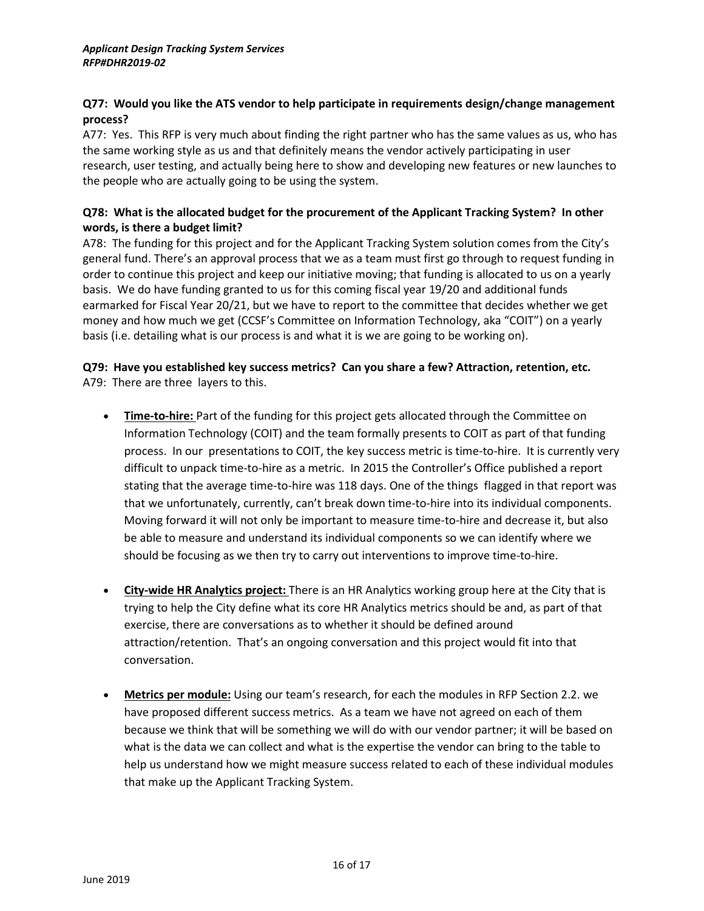**Q77: Would you like the ATS vendor to help participate in requirements design/change management process?**

A77: Yes. This RFP is very much about finding the right partner who has the same values as us, who has the same working style as us and that definitely means the vendor actively participating in user research, user testing, and actually being here to show and developing new features or new launches to the people who are actually going to be using the system.

**Q78: What is the allocated budget for the procurement of the Applicant Tracking System? In other words, is there a budget limit?**

A78: The funding for this project and for the Applicant Tracking System solution comes from the City's general fund. There's an approval process that we as a team must first go through to request funding in order to continue this project and keep our initiative moving; that funding is allocated to us on a yearly basis. We do have funding granted to us for this coming fiscal year 19/20 and additional funds earmarked for Fiscal Year 20/21, but we have to report to the committee that decides whether we get money and how much we get (CCSF's Committee on Information Technology, aka "COIT") on a yearly basis (i.e. detailing what is our process is and what it is we are going to be working on).

**Q79: Have you established key success metrics? Can you share a few? Attraction, retention, etc.**

A79: There are three layers to this.

- **Time-to-hire:** Part of the funding for this project gets allocated through the Committee on Information Technology (COIT) and the team formally presents to COIT as part of that funding process. In our presentations to COIT, the key success metric is time-to-hire. It is currently very difficult to unpack time-to-hire as a metric. In 2015 the Controller's Office published a report stating that the average time-to-hire was 118 days. One of the things flagged in that report was that we unfortunately, currently, can't break down time-to-hire into its individual components. Moving forward it will not only be important to measure time-to-hire and decrease it, but also be able to measure and understand its individual components so we can identify where we should be focusing as we then try to carry out interventions to improve time-to-hire.

- **City-wide HR Analytics project:** There is an HR Analytics working group here at the City that is trying to help the City define what its core HR Analytics metrics should be and, as part of that exercise, there are conversations as to whether it should be defined around attraction/retention. That's an ongoing conversation and this project would fit into that conversation.

- **Metrics per module:** Using our team's research, for each the modules in RFP Section 2.2. we have proposed different success metrics. As a team we have not agreed on each of them because we think that will be something we will do with our vendor partner; it will be based on what is the data we can collect and what is the expertise the vendor can bring to the table to help us understand how we might measure success related to each of these individual modules that make up the Applicant Tracking System.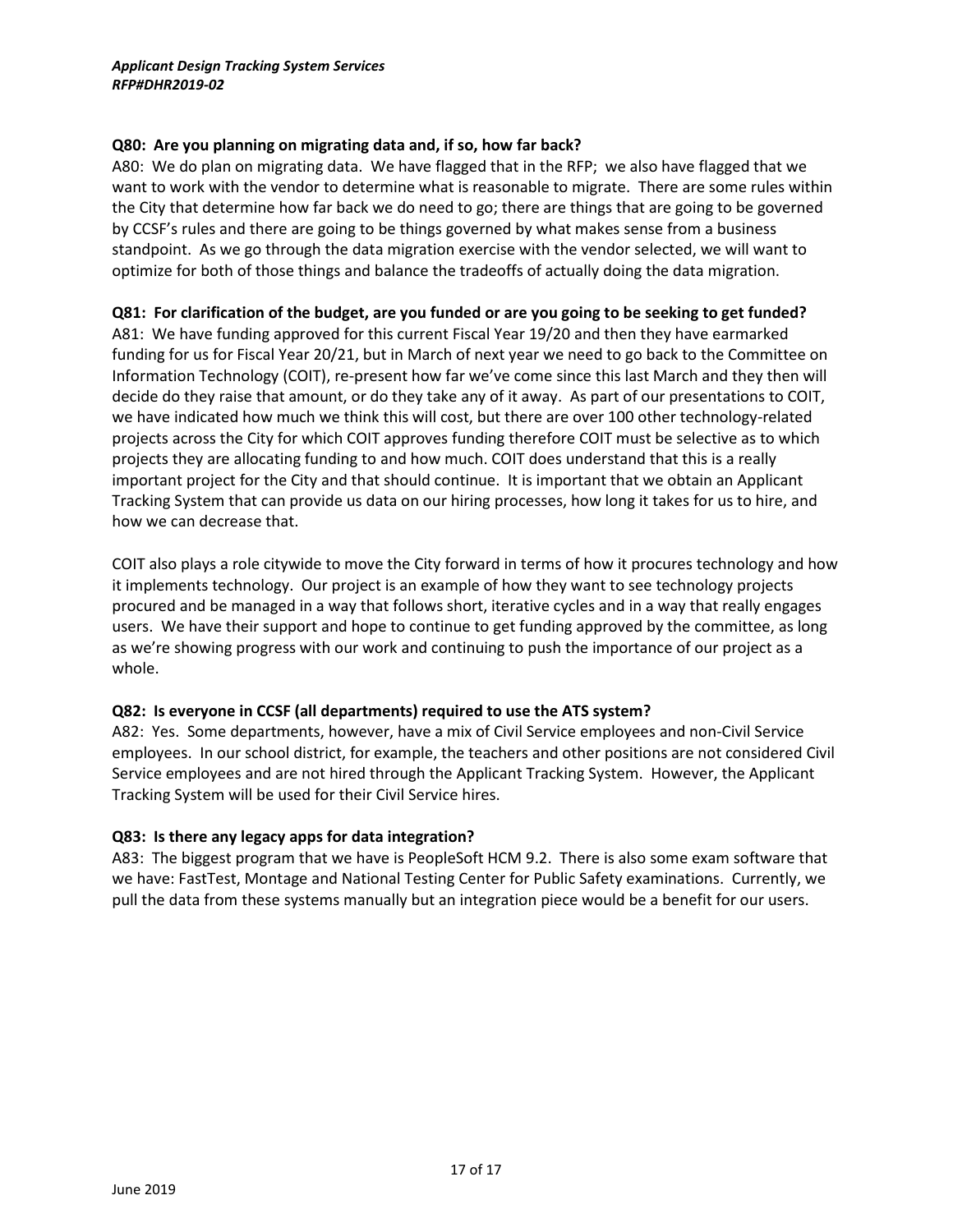**Q80: Are you planning on migrating data and, if so, how far back?**

A80: We do plan on migrating data. We have flagged that in the RFP; we also have flagged that we want to work with the vendor to determine what is reasonable to migrate. There are some rules within the City that determine how far back we do need to go; there are things that are going to be governed by CCSF's rules and there are going to be things governed by what makes sense from a business standpoint. As we go through the data migration exercise with the vendor selected, we will want to optimize for both of those things and balance the tradeoffs of actually doing the data migration.

**Q81: For clarification of the budget, are you funded or are you going to be seeking to get funded?**

A81: We have funding approved for this current Fiscal Year 19/20 and then they have earmarked funding for us for Fiscal Year 20/21, but in March of next year we need to go back to the Committee on Information Technology (COIT), re-present how far we've come since this last March and they then will decide do they raise that amount, or do they take any of it away. As part of our presentations to COIT, we have indicated how much we think this will cost, but there are over 100 other technology-related projects across the City for which COIT approves funding therefore COIT must be selective as to which projects they are allocating funding to and how much. COIT does understand that this is a really important project for the City and that should continue. It is important that we obtain an Applicant Tracking System that can provide us data on our hiring processes, how long it takes for us to hire, and how we can decrease that.

COIT also plays a role citywide to move the City forward in terms of how it procures technology and how it implements technology. Our project is an example of how they want to see technology projects procured and be managed in a way that follows short, iterative cycles and in a way that really engages users. We have their support and hope to continue to get funding approved by the committee, as long as we're showing progress with our work and continuing to push the importance of our project as a whole.

**Q82: Is everyone in CCSF (all departments) required to use the ATS system?**

A82: Yes. Some departments, however, have a mix of Civil Service employees and non-Civil Service employees. In our school district, for example, the teachers and other positions are not considered Civil Service employees and are not hired through the Applicant Tracking System. However, the Applicant Tracking System will be used for their Civil Service hires.

**Q83: Is there any legacy apps for data integration?**

A83: The biggest program that we have is PeopleSoft HCM 9.2. There is also some exam software that we have: FastTest, Montage and National Testing Center for Public Safety examinations. Currently, we pull the data from these systems manually but an integration piece would be a benefit for our users.